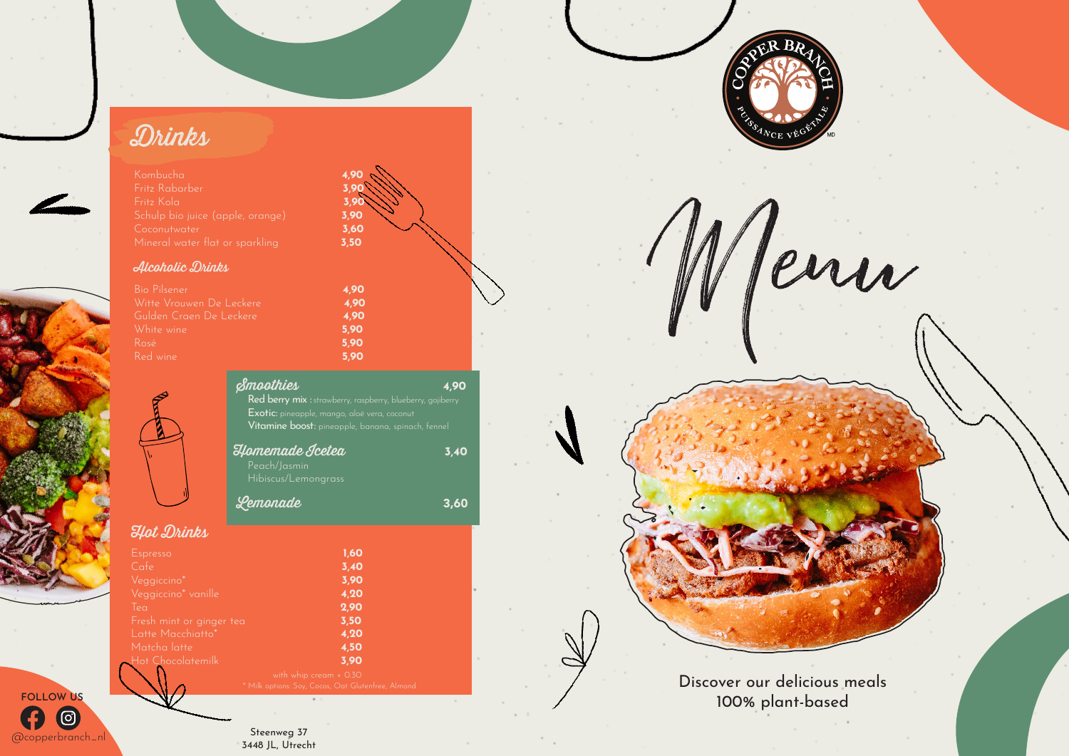# Drinks

| Item | Price |
| --- | --- |
| Kombucha | 4,90 |
| Fritz Rabarber | 3,90 |
| Fritz Kola | 3,90 |
| Schulp bio juice (apple, orange) | 3,90 |
| Coconutwater | 3,60 |
| Mineral water flat or sparkling | 3,50 |

## Alcoholic Drinks

| Item | Price |
| --- | --- |
| Bio Pilsener | 4,90 |
| Witte Vrouwen De Leckere | 4,90 |
| Gulden Craen De Leckere | 4,90 |
| White wine | 5,90 |
| Rosé | 5,90 |
| Red wine | 5,90 |

## Smoothies 4,90

**Red berry mix :** strawberry, raspberry, blueberry, gojiberry
**Exotic:** pineapple, mango, aloë vera, coconut
**Vitamine boost:** pineapple, banana, spinach, fennel

## Homemade Icetea 3,40

Peach/Jasmin
Hibiscus/Lemongrass

## Lemonade 3,60

## Hot Drinks

| Item | Price |
| --- | --- |
| Espresso | 1,60 |
| Cafe | 3,40 |
| Veggiccino* | 3,90 |
| Veggiccino* vanille | 4,20 |
| Tea | 2,90 |
| Fresh mint or ginger tea | 3,50 |
| Latte Macchiatto* | 4,20 |
| Matcha latte | 4,50 |
| Hot Chocolatemilk | 3,90 |

with whip cream + 0.30
* Milk options: Soy, Cocos, Oat Glutenfree, Almond

FOLLOW US
@copperbranch_nl

Steenweg 37
3448 JL, Utrecht

COPPER BRANCH
PUISSANCE VÉGÉTALE MD

# Menu

Discover our delicious meals
100% plant-based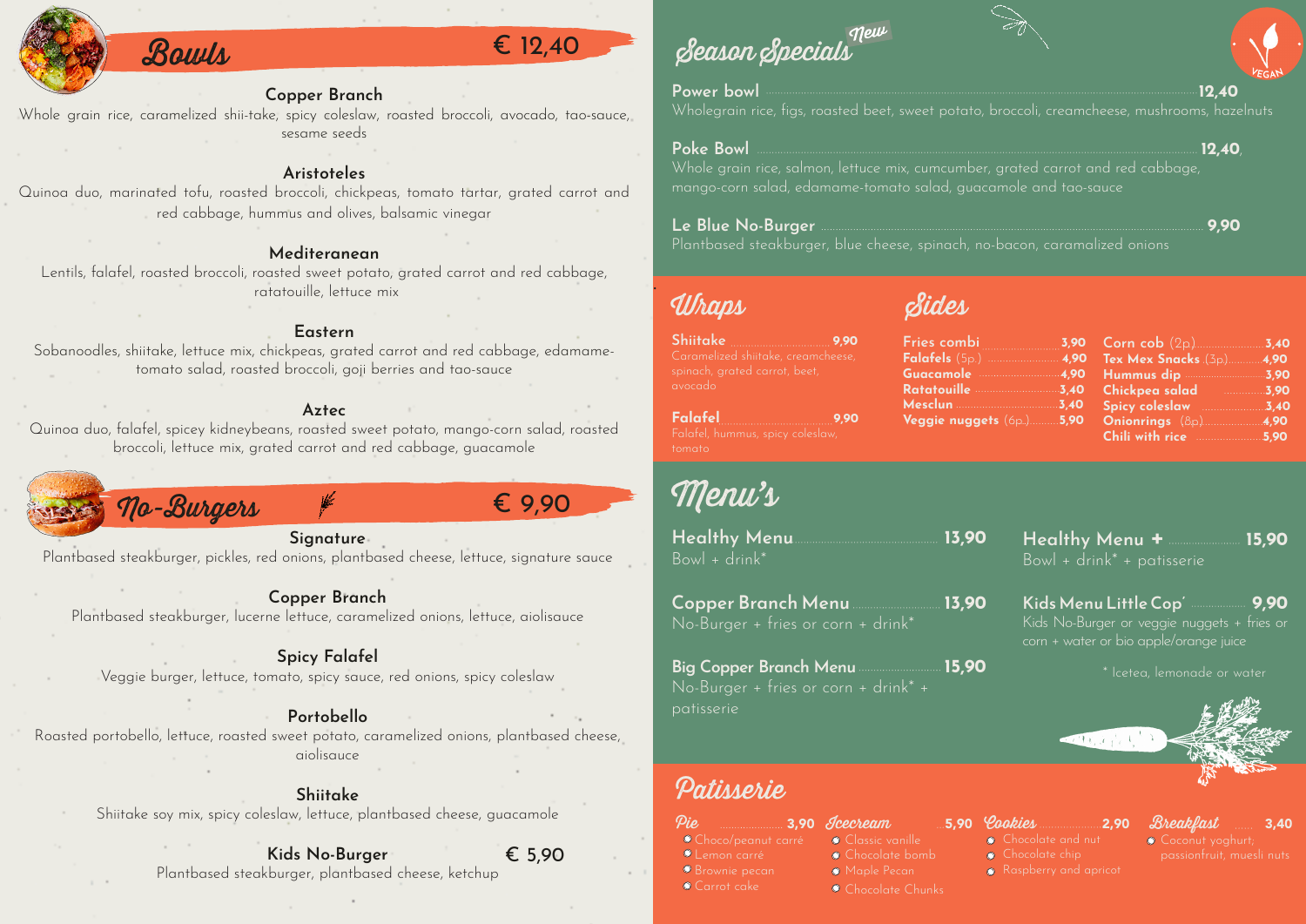## Bowls — € 12,40

### Copper Branch
Whole grain rice, caramelized shii-take, spicy coleslaw, roasted broccoli, avocado, tao-sauce, sesame seeds

### Aristoteles
Quinoa duo, marinated tofu, roasted broccoli, chickpeas, tomato tartar, grated carrot and red cabbage, hummus and olives, balsamic vinegar

### Mediteranean
Lentils, falafel, roasted broccoli, roasted sweet potato, grated carrot and red cabbage, ratatouille, lettuce mix

### Eastern
Sobanoodles, shiitake, lettuce mix, chickpeas, grated carrot and red cabbage, edamame-tomato salad, roasted broccoli, goji berries and tao-sauce

### Aztec
Quinoa duo, falafel, spicey kidneybeans, roasted sweet potato, mango-corn salad, roasted broccoli, lettuce mix, grated carrot and red cabbage, guacamole

## No-Burgers — € 9,90

### Signature
Plantbased steakburger, pickles, red onions, plantbased cheese, lettuce, signature sauce

### Copper Branch
Plantbased steakburger, lucerne lettuce, caramelized onions, lettuce, aiolisauce

### Spicy Falafel
Veggie burger, lettuce, tomato, spicy sauce, red onions, spicy coleslaw

### Portobello
Roasted portobello, lettuce, roasted sweet potato, caramelized onions, plantbased cheese, aiolisauce

### Shiitake
Shiitake soy mix, spicy coleslaw, lettuce, plantbased cheese, guacamole

### Kids No-Burger — € 5,90
Plantbased steakburger, plantbased cheese, ketchup

## Season Specials — New

VEGAN

**Power bowl** ........ 12,40
Wholegrain rice, figs, roasted beet, sweet potato, broccoli, creamcheese, mushrooms, hazelnuts

**Poke Bowl** ........ 12,40
Whole grain rice, salmon, lettuce mix, cumcumber, grated carrot and red cabbage, mango-corn salad, edamame-tomato salad, guacamole and tao-sauce

**Le Blue No-Burger** ........ 9,90
Plantbased steakburger, blue cheese, spinach, no-bacon, caramalized onions

## Wraps

**Shiitake** ........ 9,90
Caramelized shiitake, creamcheese, spinach, grated carrot, beet, avocado

**Falafel** ........ 9,90
Falafel, hummus, spicy coleslaw, tomato

## Sides

- **Fries combi** ........ 3,90
- **Falafels** (5p.) ........ 4,90
- **Guacamole** ........ 4,90
- **Ratatouille** ........ 3,40
- **Mesclun** ........ 3,40
- **Veggie nuggets** (6p.) ........ 5,90
- **Corn cob** (2p.) ........ 3,40
- **Tex Mex Snacks** (3p.) ........ 4,90
- **Hummus dip** ........ 3,90
- **Chickpea salad** ........ 3,90
- **Spicy coleslaw** ........ 3,40
- **Onionrings** (8p.) ........ 4,90
- **Chili with rice** ........ 5,90

## Menu's

**Healthy Menu** ........ 13,90
Bowl + drink*

**Copper Branch Menu** ........ 13,90
No-Burger + fries or corn + drink*

**Big Copper Branch Menu** ........ 15,90
No-Burger + fries or corn + drink* + patisserie

**Healthy Menu +** ........ 15,90
Bowl + drink* + patisserie

**Kids Menu Little Cop'** ........ 9,90
Kids No-Burger or veggie nuggets + fries or corn + water or bio apple/orange juice

* Icetea, lemonade or water

## Patisserie

**Pie** ........ 3,90
- Choco/peanut carré
- Lemon carré
- Brownie pecan
- Carrot cake

**Icecream** ........ 5,90
- Classic vanille
- Chocolate bomb
- Maple Pecan
- Chocolate Chunks

**Cookies** ........ 2,90
- Chocolate and nut
- Chocolate chip
- Raspberry and apricot

**Breakfast** ........ 3,40
- Coconut yoghurt; passionfruit, muesli nuts